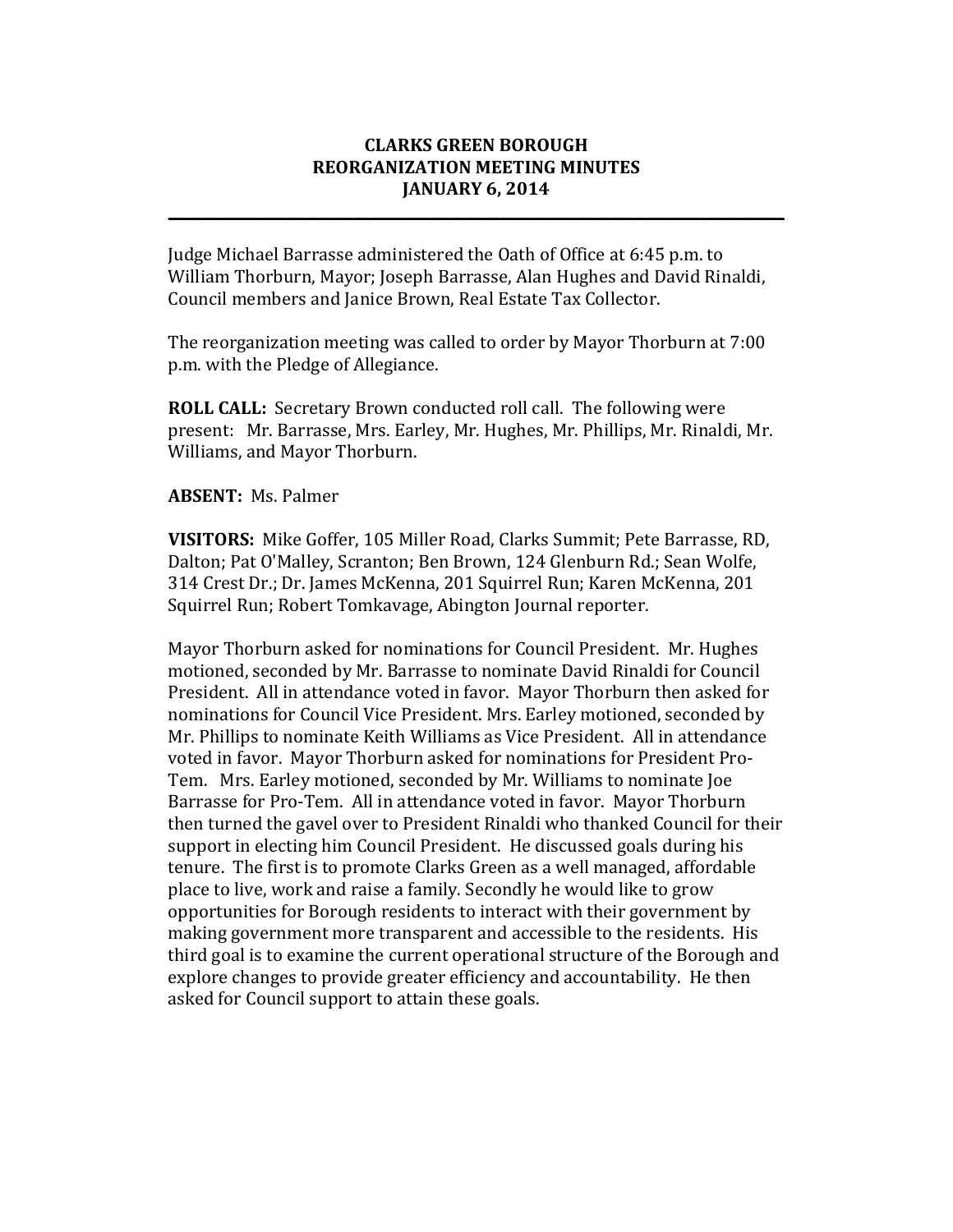# CLARKS GREEN BOROUGH
# REORGANIZATION MEETING MINUTES
# JANUARY 6, 2014

---

Judge Michael Barrasse administered the Oath of Office at 6:45 p.m. to William Thorburn, Mayor; Joseph Barrasse, Alan Hughes and David Rinaldi, Council members and Janice Brown, Real Estate Tax Collector.

The reorganization meeting was called to order by Mayor Thorburn at 7:00 p.m. with the Pledge of Allegiance.

**ROLL CALL:** Secretary Brown conducted roll call. The following were present: Mr. Barrasse, Mrs. Earley, Mr. Hughes, Mr. Phillips, Mr. Rinaldi, Mr. Williams, and Mayor Thorburn.

**ABSENT:** Ms. Palmer

**VISITORS:** Mike Goffer, 105 Miller Road, Clarks Summit; Pete Barrasse, RD, Dalton; Pat O'Malley, Scranton; Ben Brown, 124 Glenburn Rd.; Sean Wolfe, 314 Crest Dr.; Dr. James McKenna, 201 Squirrel Run; Karen McKenna, 201 Squirrel Run; Robert Tomkavage, Abington Journal reporter.

Mayor Thorburn asked for nominations for Council President. Mr. Hughes motioned, seconded by Mr. Barrasse to nominate David Rinaldi for Council President. All in attendance voted in favor. Mayor Thorburn then asked for nominations for Council Vice President. Mrs. Earley motioned, seconded by Mr. Phillips to nominate Keith Williams as Vice President. All in attendance voted in favor. Mayor Thorburn asked for nominations for President Pro-Tem. Mrs. Earley motioned, seconded by Mr. Williams to nominate Joe Barrasse for Pro-Tem. All in attendance voted in favor. Mayor Thorburn then turned the gavel over to President Rinaldi who thanked Council for their support in electing him Council President. He discussed goals during his tenure. The first is to promote Clarks Green as a well managed, affordable place to live, work and raise a family. Secondly he would like to grow opportunities for Borough residents to interact with their government by making government more transparent and accessible to the residents. His third goal is to examine the current operational structure of the Borough and explore changes to provide greater efficiency and accountability. He then asked for Council support to attain these goals.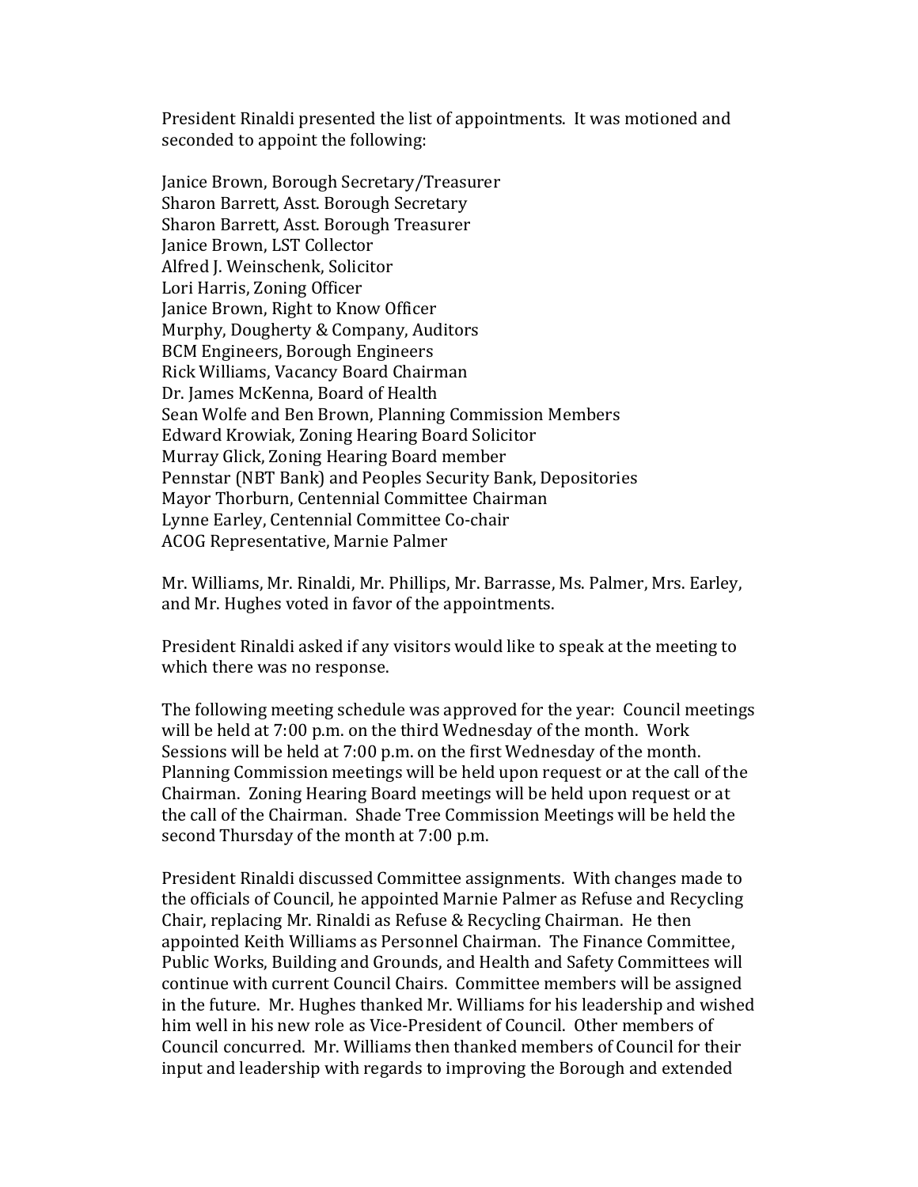President Rinaldi presented the list of appointments. It was motioned and seconded to appoint the following:

Janice Brown, Borough Secretary/Treasurer
Sharon Barrett, Asst. Borough Secretary
Sharon Barrett, Asst. Borough Treasurer
Janice Brown, LST Collector
Alfred J. Weinschenk, Solicitor
Lori Harris, Zoning Officer
Janice Brown, Right to Know Officer
Murphy, Dougherty & Company, Auditors
BCM Engineers, Borough Engineers
Rick Williams, Vacancy Board Chairman
Dr. James McKenna, Board of Health
Sean Wolfe and Ben Brown, Planning Commission Members
Edward Krowiak, Zoning Hearing Board Solicitor
Murray Glick, Zoning Hearing Board member
Pennstar (NBT Bank) and Peoples Security Bank, Depositories
Mayor Thorburn, Centennial Committee Chairman
Lynne Earley, Centennial Committee Co-chair
ACOG Representative, Marnie Palmer

Mr. Williams, Mr. Rinaldi, Mr. Phillips, Mr. Barrasse, Ms. Palmer, Mrs. Earley, and Mr. Hughes voted in favor of the appointments.

President Rinaldi asked if any visitors would like to speak at the meeting to which there was no response.

The following meeting schedule was approved for the year: Council meetings will be held at 7:00 p.m. on the third Wednesday of the month. Work Sessions will be held at 7:00 p.m. on the first Wednesday of the month. Planning Commission meetings will be held upon request or at the call of the Chairman. Zoning Hearing Board meetings will be held upon request or at the call of the Chairman. Shade Tree Commission Meetings will be held the second Thursday of the month at 7:00 p.m.

President Rinaldi discussed Committee assignments. With changes made to the officials of Council, he appointed Marnie Palmer as Refuse and Recycling Chair, replacing Mr. Rinaldi as Refuse & Recycling Chairman. He then appointed Keith Williams as Personnel Chairman. The Finance Committee, Public Works, Building and Grounds, and Health and Safety Committees will continue with current Council Chairs. Committee members will be assigned in the future. Mr. Hughes thanked Mr. Williams for his leadership and wished him well in his new role as Vice-President of Council. Other members of Council concurred. Mr. Williams then thanked members of Council for their input and leadership with regards to improving the Borough and extended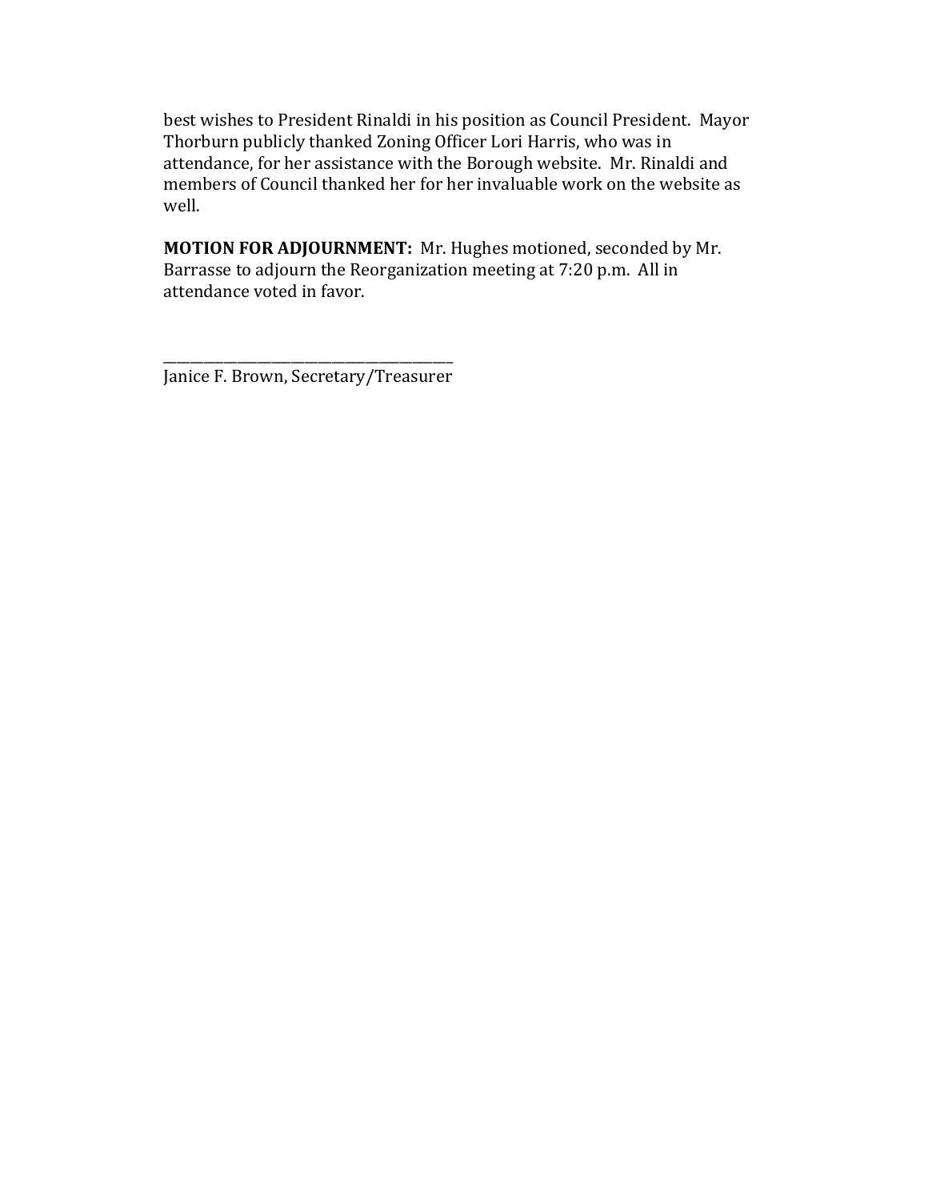best wishes to President Rinaldi in his position as Council President. Mayor Thorburn publicly thanked Zoning Officer Lori Harris, who was in attendance, for her assistance with the Borough website. Mr. Rinaldi and members of Council thanked her for her invaluable work on the website as well.

**MOTION FOR ADJOURNMENT:** Mr. Hughes motioned, seconded by Mr. Barrasse to adjourn the Reorganization meeting at 7:20 p.m. All in attendance voted in favor.

\_\_\_\_\_\_\_\_\_\_\_\_\_\_\_\_\_\_\_\_\_\_\_\_\_\_\_\_\_\_\_\_\_\_\_\_\_\_\_\_

Janice F. Brown, Secretary/Treasurer